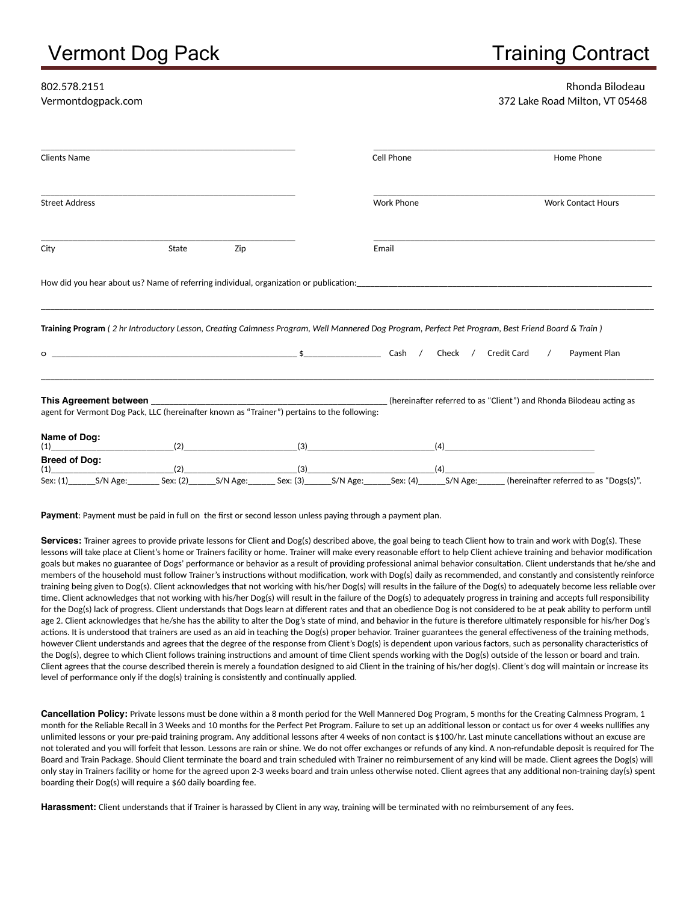# Vermont Dog Pack                                                                                    Training Contract

802.578.2151
Vermontdogpack.com

Rhonda Bilodeau
372 Lake Road Milton, VT 05468

______________________________ Clients Name

______________________________ Cell Phone                    Home Phone

______________________________ Street Address

______________________________ Work Phone                    Work Contact Hours

______________________________ City                    State                    Zip

______________________________ Email

How did you hear about us? Name of referring individual, organization or publication:______________________________

______________________________________________________________________________

**Training Program** *( 2 hr Introductory Lesson, Creating Calmness Program, Well Mannered Dog Program, Perfect Pet Program, Best Friend Board & Train )*

o ______________________________ $__________ Cash / Check / Credit Card / Payment Plan

______________________________________________________________________________

**This Agreement between** ______________________________ (hereinafter referred to as "Client") and Rhonda Bilodeau acting as agent for Vermont Dog Pack, LLC (hereinafter known as "Trainer") pertains to the following:

**Name of Dog:**
(1)______________(2)______________(3)______________(4)______________

**Breed of Dog:**
(1)______________(2)______________(3)______________(4)______________
Sex: (1)______S/N Age:_______ Sex: (2)______S/N Age:______ Sex: (3)______S/N Age:______Sex: (4)______S/N Age:______ (hereinafter referred to as "Dogs(s)".

**Payment**: Payment must be paid in full on the first or second lesson unless paying through a payment plan.

**Services:** Trainer agrees to provide private lessons for Client and Dog(s) described above, the goal being to teach Client how to train and work with Dog(s). These lessons will take place at Client's home or Trainers facility or home. Trainer will make every reasonable effort to help Client achieve training and behavior modification goals but makes no guarantee of Dogs' performance or behavior as a result of providing professional animal behavior consultation. Client understands that he/she and members of the household must follow Trainer's instructions without modification, work with Dog(s) daily as recommended, and constantly and consistently reinforce training being given to Dog(s). Client acknowledges that not working with his/her Dog(s) will results in the failure of the Dog(s) to adequately become less reliable over time. Client acknowledges that not working with his/her Dog(s) will result in the failure of the Dog(s) to adequately progress in training and accepts full responsibility for the Dog(s) lack of progress. Client understands that Dogs learn at different rates and that an obedience Dog is not considered to be at peak ability to perform until age 2. Client acknowledges that he/she has the ability to alter the Dog's state of mind, and behavior in the future is therefore ultimately responsible for his/her Dog's actions. It is understood that trainers are used as an aid in teaching the Dog(s) proper behavior. Trainer guarantees the general effectiveness of the training methods, however Client understands and agrees that the degree of the response from Client's Dog(s) is dependent upon various factors, such as personality characteristics of the Dog(s), degree to which Client follows training instructions and amount of time Client spends working with the Dog(s) outside of the lesson or board and train. Client agrees that the course described therein is merely a foundation designed to aid Client in the training of his/her dog(s). Client's dog will maintain or increase its level of performance only if the dog(s) training is consistently and continually applied.

**Cancellation Policy:** Private lessons must be done within a 8 month period for the Well Mannered Dog Program, 5 months for the Creating Calmness Program, 1 month for the Reliable Recall in 3 Weeks and 10 months for the Perfect Pet Program. Failure to set up an additional lesson or contact us for over 4 weeks nullifies any unlimited lessons or your pre-paid training program. Any additional lessons after 4 weeks of non contact is $100/hr. Last minute cancellations without an excuse are not tolerated and you will forfeit that lesson. Lessons are rain or shine. We do not offer exchanges or refunds of any kind. A non-refundable deposit is required for The Board and Train Package. Should Client terminate the board and train scheduled with Trainer no reimbursement of any kind will be made. Client agrees the Dog(s) will only stay in Trainers facility or home for the agreed upon 2-3 weeks board and train unless otherwise noted. Client agrees that any additional non-training day(s) spent boarding their Dog(s) will require a $60 daily boarding fee.

**Harassment:** Client understands that if Trainer is harassed by Client in any way, training will be terminated with no reimbursement of any fees.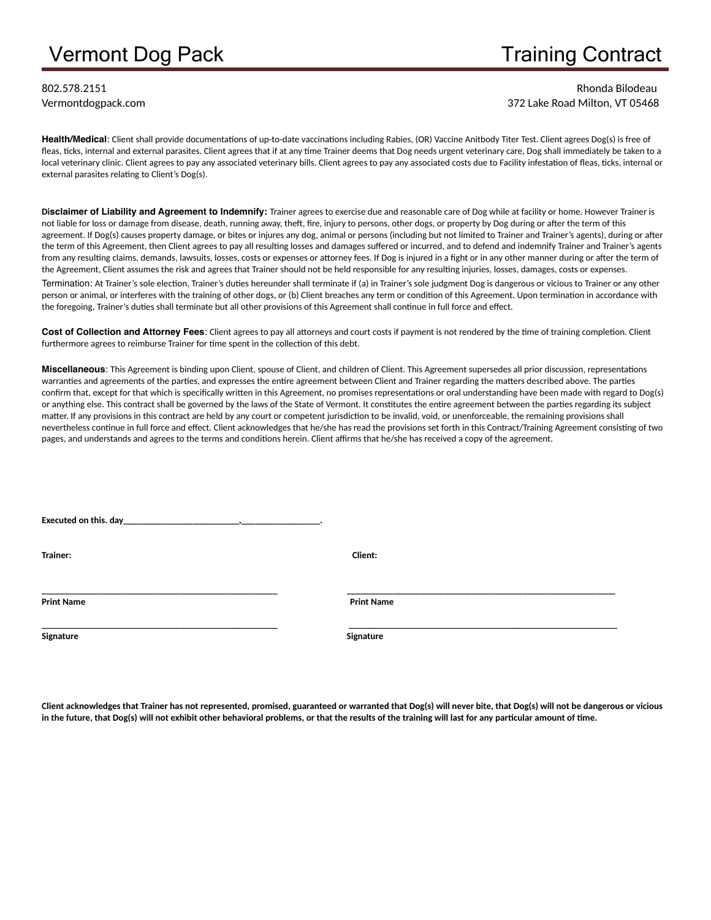# Vermont Dog Pack — Training Contract

802.578.2151
Vermontdogpack.com

Rhonda Bilodeau
372 Lake Road Milton, VT 05468

**Health/Medical**: Client shall provide documentations of up-to-date vaccinations including Rabies, (OR) Vaccine Anitbody Titer Test. Client agrees Dog(s) is free of fleas, ticks, internal and external parasites. Client agrees that if at any time Trainer deems that Dog needs urgent veterinary care, Dog shall immediately be taken to a local veterinary clinic. Client agrees to pay any associated veterinary bills. Client agrees to pay any associated costs due to Facility infestation of fleas, ticks, internal or external parasites relating to Client's Dog(s).

**Disclaimer of Liability and Agreement to Indemnify:** Trainer agrees to exercise due and reasonable care of Dog while at facility or home. However Trainer is not liable for loss or damage from disease, death, running away, theft, fire, injury to persons, other dogs, or property by Dog during or after the term of this agreement. If Dog(s) causes property damage, or bites or injures any dog, animal or persons (including but not limited to Trainer and Trainer's agents), during or after the term of this Agreement, then Client agrees to pay all resulting losses and damages suffered or incurred, and to defend and indemnify Trainer and Trainer's agents from any resulting claims, demands, lawsuits, losses, costs or expenses or attorney fees. If Dog is injured in a fight or in any other manner during or after the term of the Agreement, Client assumes the risk and agrees that Trainer should not be held responsible for any resulting injuries, losses, damages, costs or expenses.

Termination: At Trainer's sole election, Trainer's duties hereunder shall terminate if (a) in Trainer's sole judgment Dog is dangerous or vicious to Trainer or any other person or animal, or interferes with the training of other dogs, or (b) Client breaches any term or condition of this Agreement. Upon termination in accordance with the foregoing, Trainer's duties shall terminate but all other provisions of this Agreement shall continue in full force and effect.

**Cost of Collection and Attorney Fees**: Client agrees to pay all attorneys and court costs if payment is not rendered by the time of training completion. Client furthermore agrees to reimburse Trainer for time spent in the collection of this debt.

**Miscellaneous**: This Agreement is binding upon Client, spouse of Client, and children of Client. This Agreement supersedes all prior discussion, representations warranties and agreements of the parties, and expresses the entire agreement between Client and Trainer regarding the matters described above. The parties confirm that, except for that which is specifically written in this Agreement, no promises representations or oral understanding have been made with regard to Dog(s) or anything else. This contract shall be governed by the laws of the State of Vermont. It constitutes the entire agreement between the parties regarding its subject matter. If any provisions in this contract are held by any court or competent jurisdiction to be invalid, void, or unenforceable, the remaining provisions shall nevertheless continue in full force and effect. Client acknowledges that he/she has read the provisions set forth in this Contract/Training Agreement consisting of two pages, and understands and agrees to the terms and conditions herein. Client affirms that he/she has received a copy of the agreement.

**Executed on this. day__________________________,_________________.**

| **Trainer:** | **Client:** |
|---|---|
| ______________________________ | ______________________________ |
| **Print Name** | **Print Name** |
| ______________________________ | ______________________________ |
| **Signature** | **Signature** |

**Client acknowledges that Trainer has not represented, promised, guaranteed or warranted that Dog(s) will never bite, that Dog(s) will not be dangerous or vicious in the future, that Dog(s) will not exhibit other behavioral problems, or that the results of the training will last for any particular amount of time.**